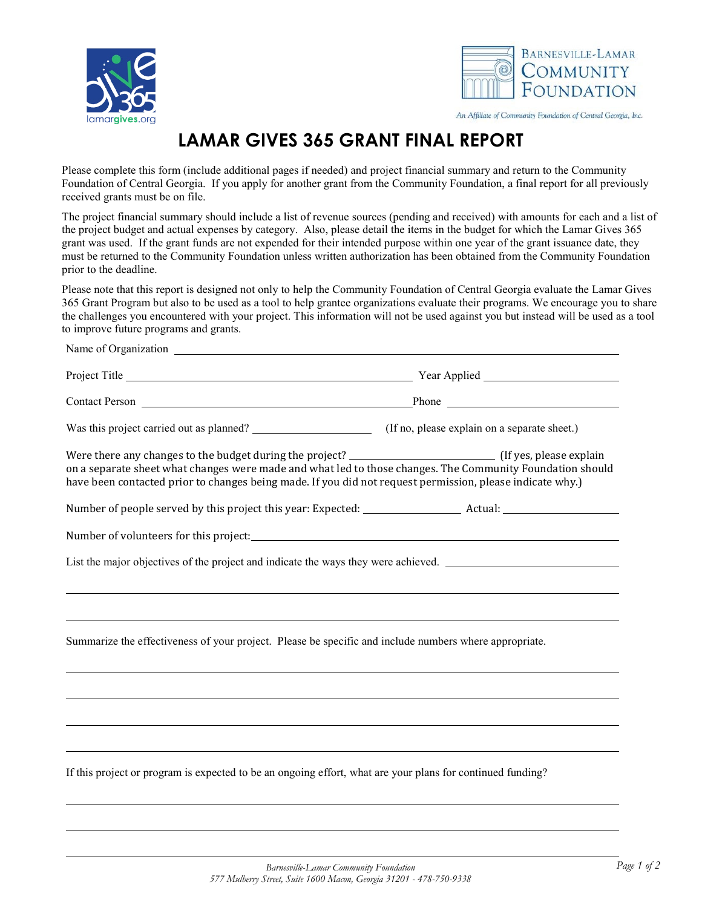Barnesville-Lamar Community Foundation

An Affiliate of Community Foundation of Central Georgia, Inc.

# LAMAR GIVES 365 GRANT FINAL REPORT

Please complete this form (include additional pages if needed) and project financial summary and return to the Community Foundation of Central Georgia. If you apply for another grant from the Community Foundation, a final report for all previously received grants must be on file.

The project financial summary should include a list of revenue sources (pending and received) with amounts for each and a list of the project budget and actual expenses by category. Also, please detail the items in the budget for which the Lamar Gives 365 grant was used. If the grant funds are not expended for their intended purpose within one year of the grant issuance date, they must be returned to the Community Foundation unless written authorization has been obtained from the Community Foundation prior to the deadline.

Please note that this report is designed not only to help the Community Foundation of Central Georgia evaluate the Lamar Gives 365 Grant Program but also to be used as a tool to help grantee organizations evaluate their programs. We encourage you to share the challenges you encountered with your project. This information will not be used against you but instead will be used as a tool to improve future programs and grants.

Name of Organization ______________________________

Project Title ______________________________ Year Applied ______________

Contact Person ______________________________ Phone ______________

Was this project carried out as planned? ______________ (If no, please explain on a separate sheet.)

Were there any changes to the budget during the project? ______________ (If yes, please explain on a separate sheet what changes were made and what led to those changes. The Community Foundation should have been contacted prior to changes being made. If you did not request permission, please indicate why.)

Number of people served by this project this year: Expected: ______________ Actual: ______________

Number of volunteers for this project: ______________________________

List the major objectives of the project and indicate the ways they were achieved. ______________________________

Summarize the effectiveness of your project. Please be specific and include numbers where appropriate.

If this project or program is expected to be an ongoing effort, what are your plans for continued funding?

*Barnesville-Lamar Community Foundation*
*577 Mulberry Street, Suite 1600 Macon, Georgia 31201 - 478-750-9338*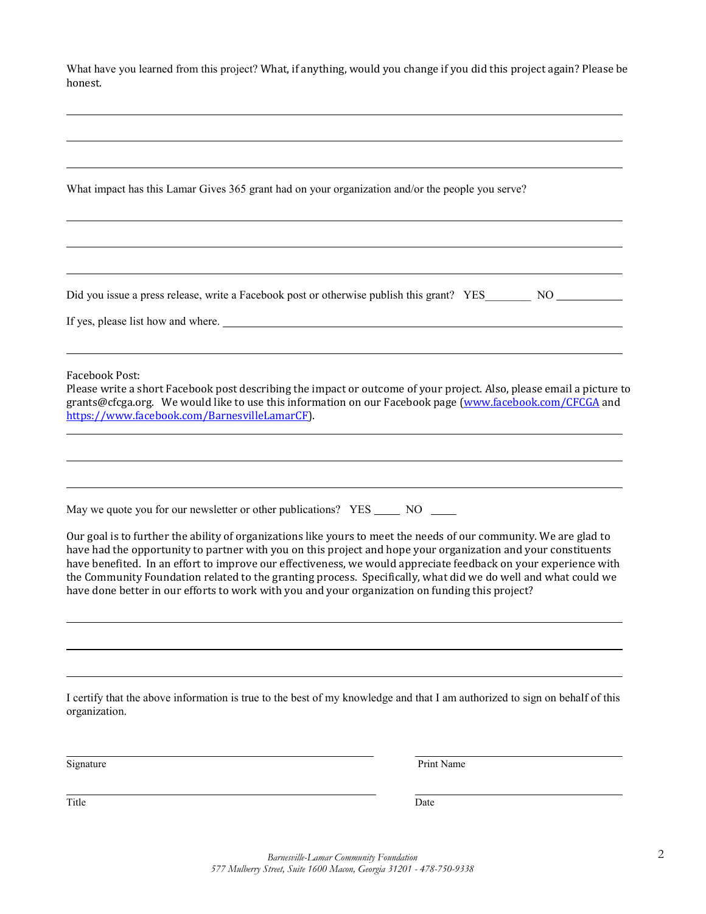What have you learned from this project? What, if anything, would you change if you did this project again? Please be honest.

\_\_\_\_\_\_\_\_\_\_\_\_\_\_\_\_\_\_\_\_\_\_\_\_\_\_\_\_\_\_\_\_\_\_\_\_\_\_\_\_\_\_\_\_\_\_\_\_\_\_\_\_\_\_\_\_\_\_\_\_\_\_\_\_\_\_\_\_\_\_\_\_\_\_\_\_\_\_

\_\_\_\_\_\_\_\_\_\_\_\_\_\_\_\_\_\_\_\_\_\_\_\_\_\_\_\_\_\_\_\_\_\_\_\_\_\_\_\_\_\_\_\_\_\_\_\_\_\_\_\_\_\_\_\_\_\_\_\_\_\_\_\_\_\_\_\_\_\_\_\_\_\_\_\_\_\_

\_\_\_\_\_\_\_\_\_\_\_\_\_\_\_\_\_\_\_\_\_\_\_\_\_\_\_\_\_\_\_\_\_\_\_\_\_\_\_\_\_\_\_\_\_\_\_\_\_\_\_\_\_\_\_\_\_\_\_\_\_\_\_\_\_\_\_\_\_\_\_\_\_\_\_\_\_\_

What impact has this Lamar Gives 365 grant had on your organization and/or the people you serve?

\_\_\_\_\_\_\_\_\_\_\_\_\_\_\_\_\_\_\_\_\_\_\_\_\_\_\_\_\_\_\_\_\_\_\_\_\_\_\_\_\_\_\_\_\_\_\_\_\_\_\_\_\_\_\_\_\_\_\_\_\_\_\_\_\_\_\_\_\_\_\_\_\_\_\_\_\_\_

\_\_\_\_\_\_\_\_\_\_\_\_\_\_\_\_\_\_\_\_\_\_\_\_\_\_\_\_\_\_\_\_\_\_\_\_\_\_\_\_\_\_\_\_\_\_\_\_\_\_\_\_\_\_\_\_\_\_\_\_\_\_\_\_\_\_\_\_\_\_\_\_\_\_\_\_\_\_

\_\_\_\_\_\_\_\_\_\_\_\_\_\_\_\_\_\_\_\_\_\_\_\_\_\_\_\_\_\_\_\_\_\_\_\_\_\_\_\_\_\_\_\_\_\_\_\_\_\_\_\_\_\_\_\_\_\_\_\_\_\_\_\_\_\_\_\_\_\_\_\_\_\_\_\_\_\_

Did you issue a press release, write a Facebook post or otherwise publish this grant? YES\_\_\_\_\_\_\_\_ NO \_\_\_\_\_\_\_\_\_\_\_

If yes, please list how and where. \_\_\_\_\_\_\_\_\_\_\_\_\_\_\_\_\_\_\_\_\_\_\_\_\_\_\_\_\_\_\_\_\_\_\_\_\_\_\_\_\_\_\_\_\_\_\_\_\_\_\_\_\_\_\_\_

\_\_\_\_\_\_\_\_\_\_\_\_\_\_\_\_\_\_\_\_\_\_\_\_\_\_\_\_\_\_\_\_\_\_\_\_\_\_\_\_\_\_\_\_\_\_\_\_\_\_\_\_\_\_\_\_\_\_\_\_\_\_\_\_\_\_\_\_\_\_\_\_\_\_\_\_\_\_

Facebook Post:
Please write a short Facebook post describing the impact or outcome of your project. Also, please email a picture to grants@cfcga.org. We would like to use this information on our Facebook page (www.facebook.com/CFCGA and https://www.facebook.com/BarnesvilleLamarCF).

\_\_\_\_\_\_\_\_\_\_\_\_\_\_\_\_\_\_\_\_\_\_\_\_\_\_\_\_\_\_\_\_\_\_\_\_\_\_\_\_\_\_\_\_\_\_\_\_\_\_\_\_\_\_\_\_\_\_\_\_\_\_\_\_\_\_\_\_\_\_\_\_\_\_\_\_\_\_

\_\_\_\_\_\_\_\_\_\_\_\_\_\_\_\_\_\_\_\_\_\_\_\_\_\_\_\_\_\_\_\_\_\_\_\_\_\_\_\_\_\_\_\_\_\_\_\_\_\_\_\_\_\_\_\_\_\_\_\_\_\_\_\_\_\_\_\_\_\_\_\_\_\_\_\_\_\_

\_\_\_\_\_\_\_\_\_\_\_\_\_\_\_\_\_\_\_\_\_\_\_\_\_\_\_\_\_\_\_\_\_\_\_\_\_\_\_\_\_\_\_\_\_\_\_\_\_\_\_\_\_\_\_\_\_\_\_\_\_\_\_\_\_\_\_\_\_\_\_\_\_\_\_\_\_\_

May we quote you for our newsletter or other publications? YES \_\_\_\_\_ NO \_\_\_\_\_

Our goal is to further the ability of organizations like yours to meet the needs of our community. We are glad to have had the opportunity to partner with you on this project and hope your organization and your constituents have benefited. In an effort to improve our effectiveness, we would appreciate feedback on your experience with the Community Foundation related to the granting process. Specifically, what did we do well and what could we have done better in our efforts to work with you and your organization on funding this project?

\_\_\_\_\_\_\_\_\_\_\_\_\_\_\_\_\_\_\_\_\_\_\_\_\_\_\_\_\_\_\_\_\_\_\_\_\_\_\_\_\_\_\_\_\_\_\_\_\_\_\_\_\_\_\_\_\_\_\_\_\_\_\_\_\_\_\_\_\_\_\_\_\_\_\_\_\_\_

\_\_\_\_\_\_\_\_\_\_\_\_\_\_\_\_\_\_\_\_\_\_\_\_\_\_\_\_\_\_\_\_\_\_\_\_\_\_\_\_\_\_\_\_\_\_\_\_\_\_\_\_\_\_\_\_\_\_\_\_\_\_\_\_\_\_\_\_\_\_\_\_\_\_\_\_\_\_

\_\_\_\_\_\_\_\_\_\_\_\_\_\_\_\_\_\_\_\_\_\_\_\_\_\_\_\_\_\_\_\_\_\_\_\_\_\_\_\_\_\_\_\_\_\_\_\_\_\_\_\_\_\_\_\_\_\_\_\_\_\_\_\_\_\_\_\_\_\_\_\_\_\_\_\_\_\_

I certify that the above information is true to the best of my knowledge and that I am authorized to sign on behalf of this organization.

\_\_\_\_\_\_\_\_\_\_\_\_\_\_\_\_\_\_\_\_\_\_\_\_\_\_\_\_\_\_\_\_\_\_\_\_\_\_\_\_ \_\_\_\_\_\_\_\_\_\_\_\_\_\_\_\_\_\_\_\_\_\_\_\_\_\_\_\_\_\_
Signature Print Name

\_\_\_\_\_\_\_\_\_\_\_\_\_\_\_\_\_\_\_\_\_\_\_\_\_\_\_\_\_\_\_\_\_\_\_\_\_\_\_\_ \_\_\_\_\_\_\_\_\_\_\_\_\_\_\_\_\_\_\_\_\_\_\_\_\_\_\_\_\_\_
Title Date

*Barnesville-Lamar Community Foundation*
*577 Mulberry Street, Suite 1600 Macon, Georgia 31201 - 478-750-9338*